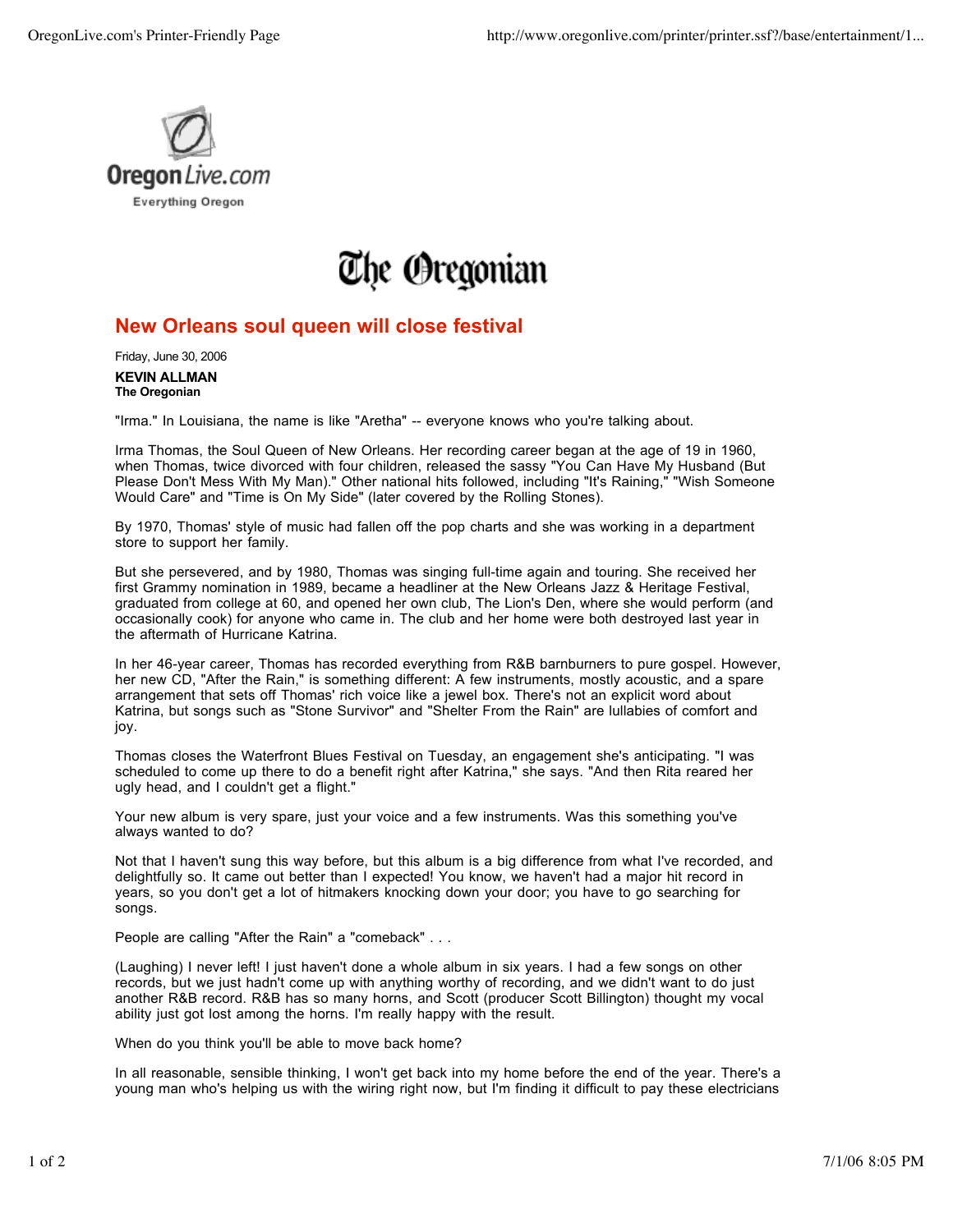OregonLive.com

Everything Oregon

The Oregonian

# New Orleans soul queen will close festival

Friday, June 30, 2006

**KEVIN ALLMAN**
**The Oregonian**

"Irma." In Louisiana, the name is like "Aretha" -- everyone knows who you're talking about.

Irma Thomas, the Soul Queen of New Orleans. Her recording career began at the age of 19 in 1960, when Thomas, twice divorced with four children, released the sassy "You Can Have My Husband (But Please Don't Mess With My Man)." Other national hits followed, including "It's Raining," "Wish Someone Would Care" and "Time is On My Side" (later covered by the Rolling Stones).

By 1970, Thomas' style of music had fallen off the pop charts and she was working in a department store to support her family.

But she persevered, and by 1980, Thomas was singing full-time again and touring. She received her first Grammy nomination in 1989, became a headliner at the New Orleans Jazz & Heritage Festival, graduated from college at 60, and opened her own club, The Lion's Den, where she would perform (and occasionally cook) for anyone who came in. The club and her home were both destroyed last year in the aftermath of Hurricane Katrina.

In her 46-year career, Thomas has recorded everything from R&B barnburners to pure gospel. However, her new CD, "After the Rain," is something different: A few instruments, mostly acoustic, and a spare arrangement that sets off Thomas' rich voice like a jewel box. There's not an explicit word about Katrina, but songs such as "Stone Survivor" and "Shelter From the Rain" are lullabies of comfort and joy.

Thomas closes the Waterfront Blues Festival on Tuesday, an engagement she's anticipating. "I was scheduled to come up there to do a benefit right after Katrina," she says. "And then Rita reared her ugly head, and I couldn't get a flight."

Your new album is very spare, just your voice and a few instruments. Was this something you've always wanted to do?

Not that I haven't sung this way before, but this album is a big difference from what I've recorded, and delightfully so. It came out better than I expected! You know, we haven't had a major hit record in years, so you don't get a lot of hitmakers knocking down your door; you have to go searching for songs.

People are calling "After the Rain" a "comeback" . . .

(Laughing) I never left! I just haven't done a whole album in six years. I had a few songs on other records, but we just hadn't come up with anything worthy of recording, and we didn't want to do just another R&B record. R&B has so many horns, and Scott (producer Scott Billington) thought my vocal ability just got lost among the horns. I'm really happy with the result.

When do you think you'll be able to move back home?

In all reasonable, sensible thinking, I won't get back into my home before the end of the year. There's a young man who's helping us with the wiring right now, but I'm finding it difficult to pay these electricians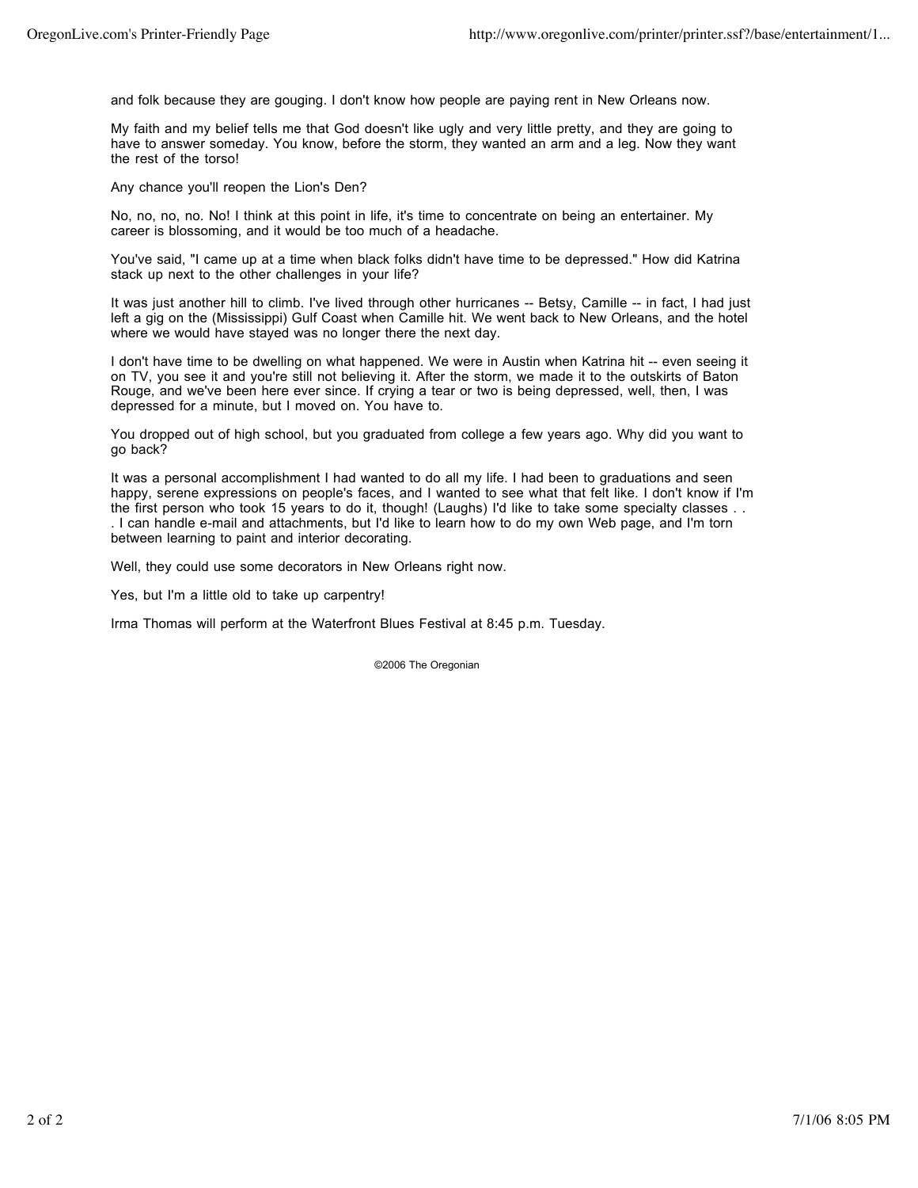and folk because they are gouging. I don't know how people are paying rent in New Orleans now.

My faith and my belief tells me that God doesn't like ugly and very little pretty, and they are going to have to answer someday. You know, before the storm, they wanted an arm and a leg. Now they want the rest of the torso!

Any chance you'll reopen the Lion's Den?

No, no, no, no. No! I think at this point in life, it's time to concentrate on being an entertainer. My career is blossoming, and it would be too much of a headache.

You've said, "I came up at a time when black folks didn't have time to be depressed." How did Katrina stack up next to the other challenges in your life?

It was just another hill to climb. I've lived through other hurricanes -- Betsy, Camille -- in fact, I had just left a gig on the (Mississippi) Gulf Coast when Camille hit. We went back to New Orleans, and the hotel where we would have stayed was no longer there the next day.

I don't have time to be dwelling on what happened. We were in Austin when Katrina hit -- even seeing it on TV, you see it and you're still not believing it. After the storm, we made it to the outskirts of Baton Rouge, and we've been here ever since. If crying a tear or two is being depressed, well, then, I was depressed for a minute, but I moved on. You have to.

You dropped out of high school, but you graduated from college a few years ago. Why did you want to go back?

It was a personal accomplishment I had wanted to do all my life. I had been to graduations and seen happy, serene expressions on people's faces, and I wanted to see what that felt like. I don't know if I'm the first person who took 15 years to do it, though! (Laughs) I'd like to take some specialty classes . . . I can handle e-mail and attachments, but I'd like to learn how to do my own Web page, and I'm torn between learning to paint and interior decorating.

Well, they could use some decorators in New Orleans right now.

Yes, but I'm a little old to take up carpentry!

Irma Thomas will perform at the Waterfront Blues Festival at 8:45 p.m. Tuesday.

©2006 The Oregonian